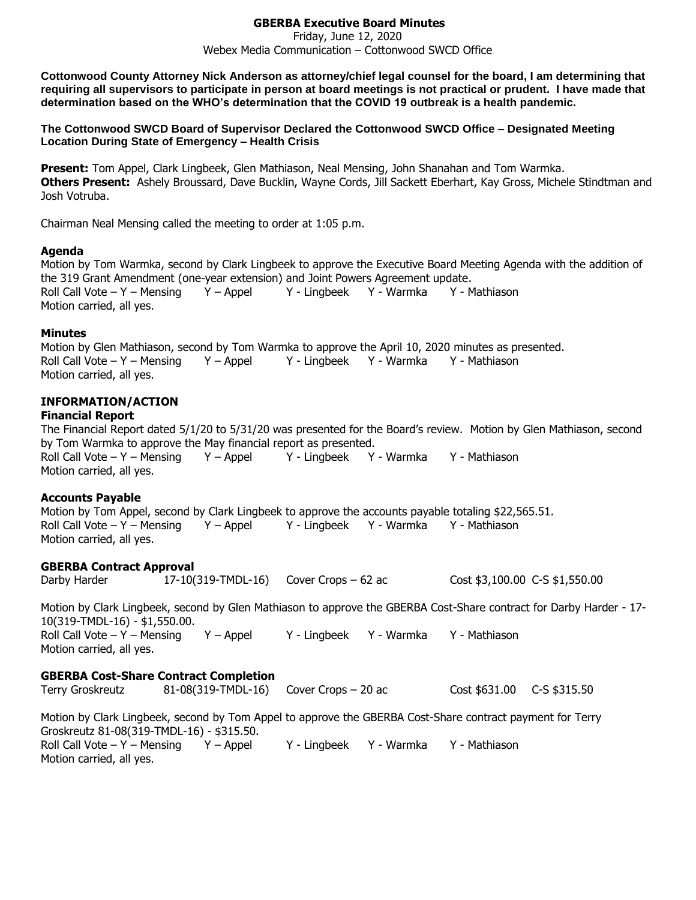# GBERBA Executive Board Minutes

Friday, June 12, 2020
Webex Media Communication – Cottonwood SWCD Office

**Cottonwood County Attorney Nick Anderson as attorney/chief legal counsel for the board, I am determining that requiring all supervisors to participate in person at board meetings is not practical or prudent. I have made that determination based on the WHO's determination that the COVID 19 outbreak is a health pandemic.**

**The Cottonwood SWCD Board of Supervisor Declared the Cottonwood SWCD Office – Designated Meeting Location During State of Emergency – Health Crisis**

**Present:** Tom Appel, Clark Lingbeek, Glen Mathiason, Neal Mensing, John Shanahan and Tom Warmka.
**Others Present:** Ashely Broussard, Dave Bucklin, Wayne Cords, Jill Sackett Eberhart, Kay Gross, Michele Stindtman and Josh Votruba.

Chairman Neal Mensing called the meeting to order at 1:05 p.m.

### Agenda

Motion by Tom Warmka, second by Clark Lingbeek to approve the Executive Board Meeting Agenda with the addition of the 319 Grant Amendment (one-year extension) and Joint Powers Agreement update.
Roll Call Vote – Y – Mensing Y – Appel Y - Lingbeek Y - Warmka Y - Mathiason
Motion carried, all yes.

### Minutes

Motion by Glen Mathiason, second by Tom Warmka to approve the April 10, 2020 minutes as presented.
Roll Call Vote – Y – Mensing Y – Appel Y - Lingbeek Y - Warmka Y - Mathiason
Motion carried, all yes.

## INFORMATION/ACTION

### Financial Report

The Financial Report dated 5/1/20 to 5/31/20 was presented for the Board's review. Motion by Glen Mathiason, second by Tom Warmka to approve the May financial report as presented.
Roll Call Vote – Y – Mensing Y – Appel Y - Lingbeek Y - Warmka Y - Mathiason
Motion carried, all yes.

### Accounts Payable

Motion by Tom Appel, second by Clark Lingbeek to approve the accounts payable totaling $22,565.51.
Roll Call Vote – Y – Mensing Y – Appel Y - Lingbeek Y - Warmka Y - Mathiason
Motion carried, all yes.

### GBERBA Contract Approval

| Darby Harder | 17-10(319-TMDL-16) | Cover Crops – 62 ac | Cost $3,100.00 | C-S $1,550.00 |
|---|---|---|---|---|

Motion by Clark Lingbeek, second by Glen Mathiason to approve the GBERBA Cost-Share contract for Darby Harder - 17-10(319-TMDL-16) - $1,550.00.
Roll Call Vote – Y – Mensing Y – Appel Y - Lingbeek Y - Warmka Y - Mathiason
Motion carried, all yes.

### GBERBA Cost-Share Contract Completion

| Terry Groskreutz | 81-08(319-TMDL-16) | Cover Crops – 20 ac | Cost $631.00 | C-S $315.50 |
|---|---|---|---|---|

Motion by Clark Lingbeek, second by Tom Appel to approve the GBERBA Cost-Share contract payment for Terry Groskreutz 81-08(319-TMDL-16) - $315.50.
Roll Call Vote – Y – Mensing Y – Appel Y - Lingbeek Y - Warmka Y - Mathiason
Motion carried, all yes.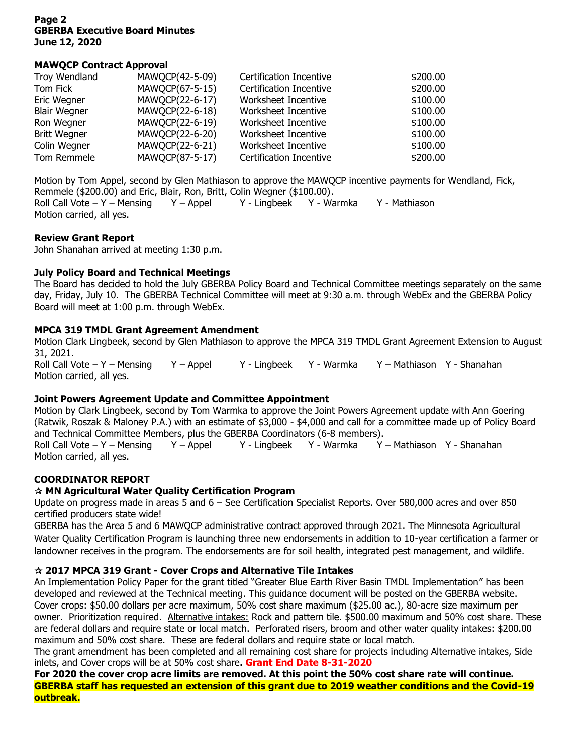**Page 2**
**GBERBA Executive Board Minutes**
**June 12, 2020**

**MAWQCP Contract Approval**

| | | | |
|---|---|---|---|
| Troy Wendland | MAWQCP(42-5-09) | Certification Incentive | $200.00 |
| Tom Fick | MAWQCP(67-5-15) | Certification Incentive | $200.00 |
| Eric Wegner | MAWQCP(22-6-17) | Worksheet Incentive | $100.00 |
| Blair Wegner | MAWQCP(22-6-18) | Worksheet Incentive | $100.00 |
| Ron Wegner | MAWQCP(22-6-19) | Worksheet Incentive | $100.00 |
| Britt Wegner | MAWQCP(22-6-20) | Worksheet Incentive | $100.00 |
| Colin Wegner | MAWQCP(22-6-21) | Worksheet Incentive | $100.00 |
| Tom Remmele | MAWQCP(87-5-17) | Certification Incentive | $200.00 |

Motion by Tom Appel, second by Glen Mathiason to approve the MAWQCP incentive payments for Wendland, Fick, Remmele ($200.00) and Eric, Blair, Ron, Britt, Colin Wegner ($100.00).
Roll Call Vote – Y – Mensing Y – Appel Y - Lingbeek Y - Warmka Y - Mathiason
Motion carried, all yes.

**Review Grant Report**
John Shanahan arrived at meeting 1:30 p.m.

**July Policy Board and Technical Meetings**
The Board has decided to hold the July GBERBA Policy Board and Technical Committee meetings separately on the same day, Friday, July 10. The GBERBA Technical Committee will meet at 9:30 a.m. through WebEx and the GBERBA Policy Board will meet at 1:00 p.m. through WebEx.

**MPCA 319 TMDL Grant Agreement Amendment**
Motion Clark Lingbeek, second by Glen Mathiason to approve the MPCA 319 TMDL Grant Agreement Extension to August 31, 2021.
Roll Call Vote – Y – Mensing Y – Appel Y - Lingbeek Y - Warmka Y – Mathiason Y - Shanahan
Motion carried, all yes.

**Joint Powers Agreement Update and Committee Appointment**
Motion by Clark Lingbeek, second by Tom Warmka to approve the Joint Powers Agreement update with Ann Goering (Ratwik, Roszak & Maloney P.A.) with an estimate of $3,000 - $4,000 and call for a committee made up of Policy Board and Technical Committee Members, plus the GBERBA Coordinators (6-8 members).
Roll Call Vote – Y – Mensing Y – Appel Y - Lingbeek Y - Warmka Y – Mathiason Y - Shanahan
Motion carried, all yes.

**COORDINATOR REPORT**

**☆ MN Agricultural Water Quality Certification Program**
Update on progress made in areas 5 and 6 – See Certification Specialist Reports. Over 580,000 acres and over 850 certified producers state wide!
GBERBA has the Area 5 and 6 MAWQCP administrative contract approved through 2021. The Minnesota Agricultural Water Quality Certification Program is launching three new endorsements in addition to 10-year certification a farmer or landowner receives in the program. The endorsements are for soil health, integrated pest management, and wildlife.

**☆ 2017 MPCA 319 Grant - Cover Crops and Alternative Tile Intakes**
An Implementation Policy Paper for the grant titled "Greater Blue Earth River Basin TMDL Implementation" has been developed and reviewed at the Technical meeting. This guidance document will be posted on the GBERBA website. Cover crops: $50.00 dollars per acre maximum, 50% cost share maximum ($25.00 ac.), 80-acre size maximum per owner. Prioritization required. Alternative intakes: Rock and pattern tile. $500.00 maximum and 50% cost share. These are federal dollars and require state or local match. Perforated risers, broom and other water quality intakes: $200.00 maximum and 50% cost share. These are federal dollars and require state or local match.
The grant amendment has been completed and all remaining cost share for projects including Alternative intakes, Side inlets, and Cover crops will be at 50% cost share**. Grant End Date 8-31-2020**
**For 2020 the cover crop acre limits are removed. At this point the 50% cost share rate will continue.**
**GBERBA staff has requested an extension of this grant due to 2019 weather conditions and the Covid-19 outbreak.**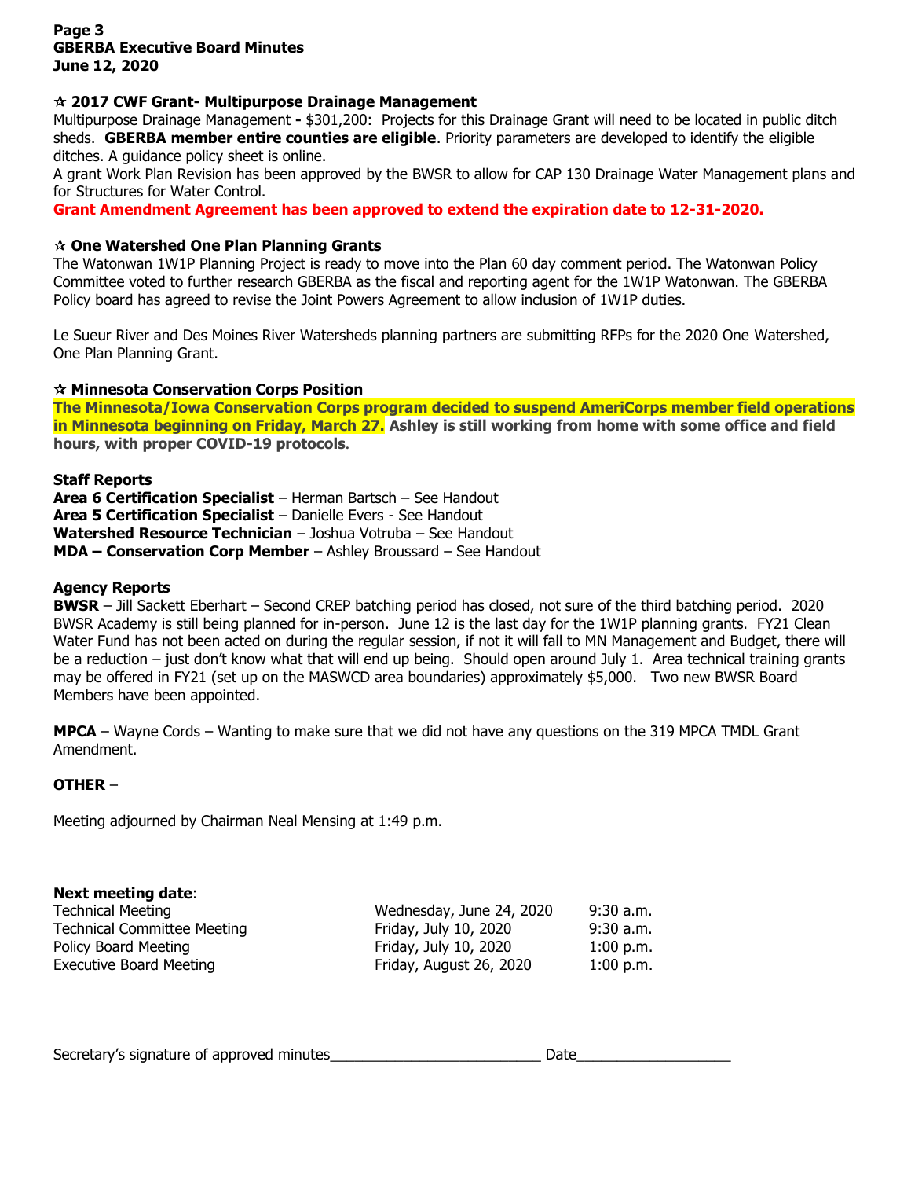### ☆ 2017 CWF Grant- Multipurpose Drainage Management

Multipurpose Drainage Management - $301,200: Projects for this Drainage Grant will need to be located in public ditch sheds. **GBERBA member entire counties are eligible**. Priority parameters are developed to identify the eligible ditches. A guidance policy sheet is online.

A grant Work Plan Revision has been approved by the BWSR to allow for CAP 130 Drainage Water Management plans and for Structures for Water Control.

**Grant Amendment Agreement has been approved to extend the expiration date to 12-31-2020.**

### ☆ One Watershed One Plan Planning Grants

The Watonwan 1W1P Planning Project is ready to move into the Plan 60 day comment period. The Watonwan Policy Committee voted to further research GBERBA as the fiscal and reporting agent for the 1W1P Watonwan. The GBERBA Policy board has agreed to revise the Joint Powers Agreement to allow inclusion of 1W1P duties.

Le Sueur River and Des Moines River Watersheds planning partners are submitting RFPs for the 2020 One Watershed, One Plan Planning Grant.

### ☆ Minnesota Conservation Corps Position

**The Minnesota/Iowa Conservation Corps program decided to suspend AmeriCorps member field operations in Minnesota beginning on Friday, March 27. Ashley is still working from home with some office and field hours, with proper COVID-19 protocols.**

**Staff Reports**

**Area 6 Certification Specialist** – Herman Bartsch – See Handout
**Area 5 Certification Specialist** – Danielle Evers - See Handout
**Watershed Resource Technician** – Joshua Votruba – See Handout
**MDA – Conservation Corp Member** – Ashley Broussard – See Handout

**Agency Reports**

**BWSR** – Jill Sackett Eberhart – Second CREP batching period has closed, not sure of the third batching period. 2020 BWSR Academy is still being planned for in-person. June 12 is the last day for the 1W1P planning grants. FY21 Clean Water Fund has not been acted on during the regular session, if not it will fall to MN Management and Budget, there will be a reduction – just don't know what that will end up being. Should open around July 1. Area technical training grants may be offered in FY21 (set up on the MASWCD area boundaries) approximately $5,000. Two new BWSR Board Members have been appointed.

**MPCA** – Wayne Cords – Wanting to make sure that we did not have any questions on the 319 MPCA TMDL Grant Amendment.

**OTHER** –

Meeting adjourned by Chairman Neal Mensing at 1:49 p.m.

**Next meeting date**:

| | | |
|---|---|---|
| Technical Meeting | Wednesday, June 24, 2020 | 9:30 a.m. |
| Technical Committee Meeting | Friday, July 10, 2020 | 9:30 a.m. |
| Policy Board Meeting | Friday, July 10, 2020 | 1:00 p.m. |
| Executive Board Meeting | Friday, August 26, 2020 | 1:00 p.m. |

Secretary's signature of approved minutes__________________________ Date___________________